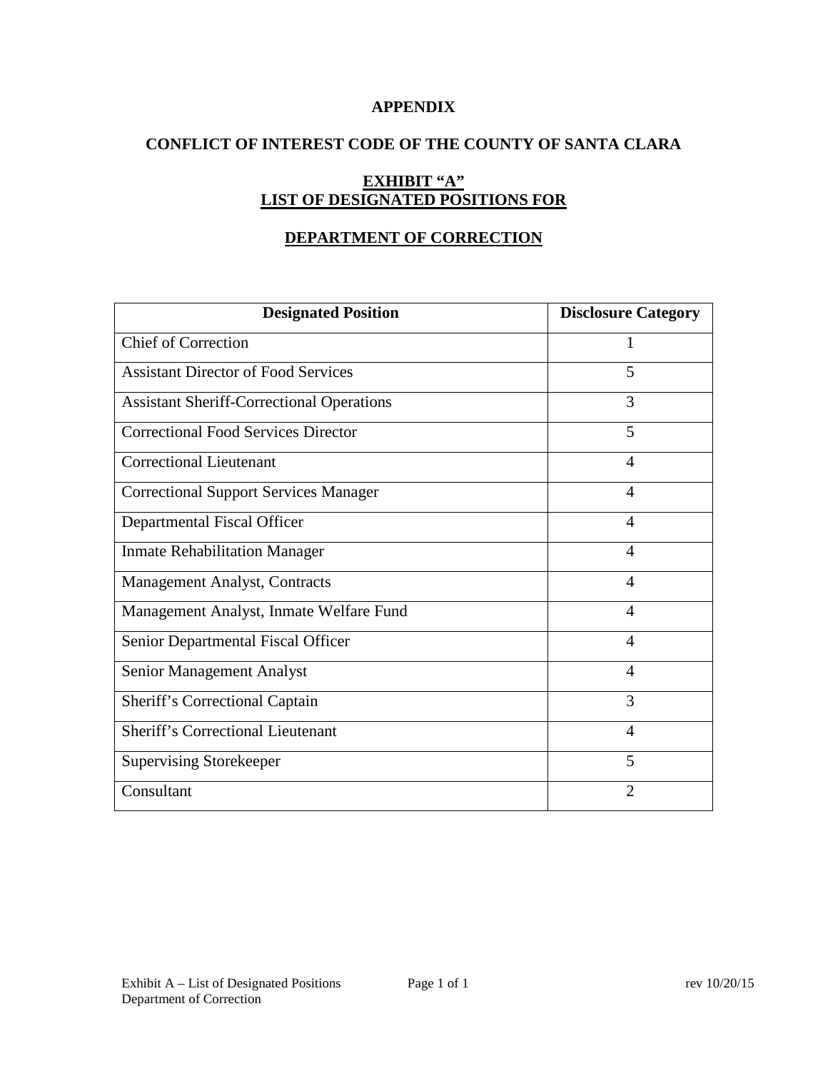# APPENDIX

## CONFLICT OF INTEREST CODE OF THE COUNTY OF SANTA CLARA

### EXHIBIT "A"
### LIST OF DESIGNATED POSITIONS FOR

### DEPARTMENT OF CORRECTION

| Designated Position | Disclosure Category |
|---|---|
| Chief of Correction | 1 |
| Assistant Director of Food Services | 5 |
| Assistant Sheriff-Correctional Operations | 3 |
| Correctional Food Services Director | 5 |
| Correctional Lieutenant | 4 |
| Correctional Support Services Manager | 4 |
| Departmental Fiscal Officer | 4 |
| Inmate Rehabilitation Manager | 4 |
| Management Analyst, Contracts | 4 |
| Management Analyst, Inmate Welfare Fund | 4 |
| Senior Departmental Fiscal Officer | 4 |
| Senior Management Analyst | 4 |
| Sheriff's Correctional Captain | 3 |
| Sheriff's Correctional Lieutenant | 4 |
| Supervising Storekeeper | 5 |
| Consultant | 2 |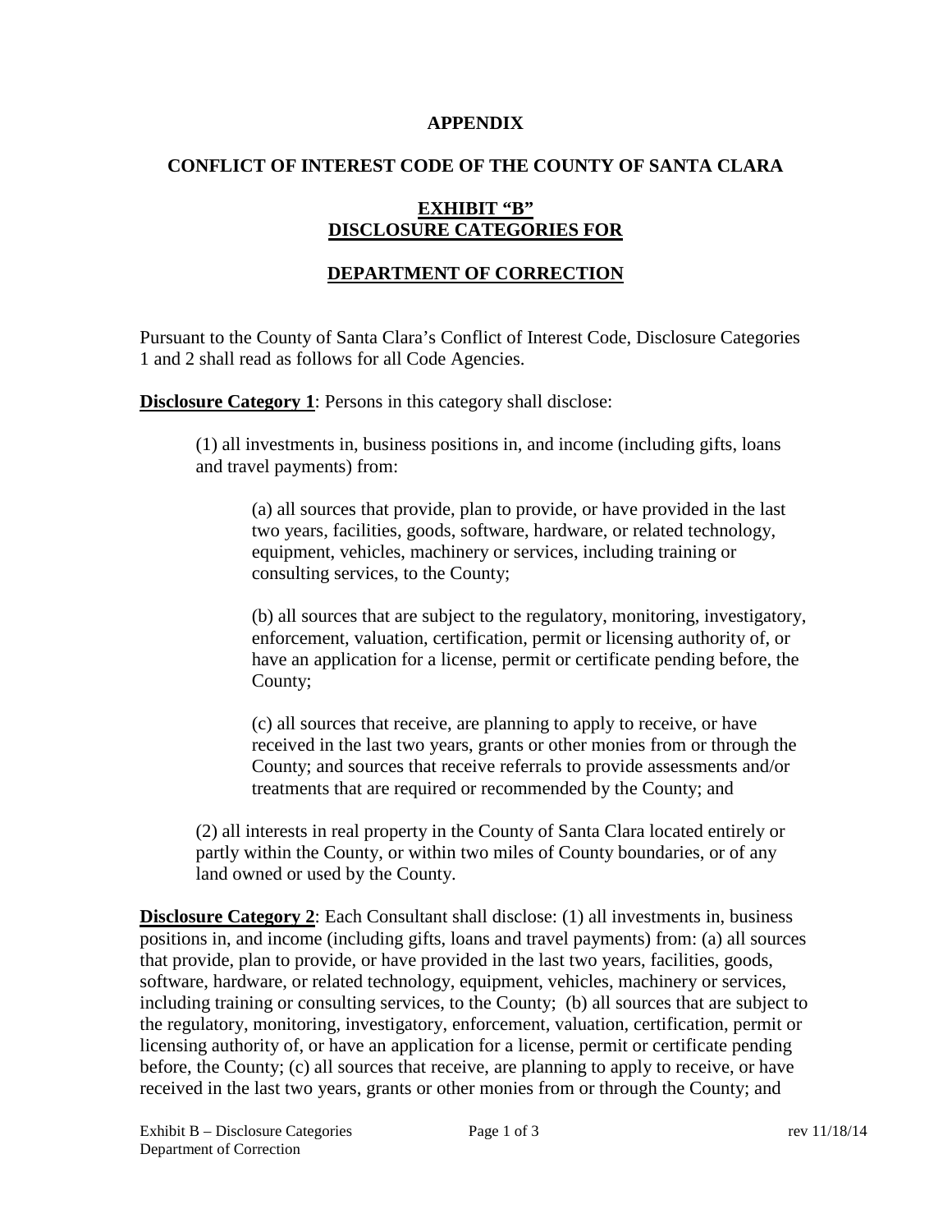**APPENDIX**

**CONFLICT OF INTEREST CODE OF THE COUNTY OF SANTA CLARA**

**EXHIBIT "B"**
**DISCLOSURE CATEGORIES FOR**

**DEPARTMENT OF CORRECTION**

Pursuant to the County of Santa Clara's Conflict of Interest Code, Disclosure Categories 1 and 2 shall read as follows for all Code Agencies.

**Disclosure Category 1**: Persons in this category shall disclose:

> (1) all investments in, business positions in, and income (including gifts, loans and travel payments) from:
>
> > (a) all sources that provide, plan to provide, or have provided in the last two years, facilities, goods, software, hardware, or related technology, equipment, vehicles, machinery or services, including training or consulting services, to the County;
> >
> > (b) all sources that are subject to the regulatory, monitoring, investigatory, enforcement, valuation, certification, permit or licensing authority of, or have an application for a license, permit or certificate pending before, the County;
> >
> > (c) all sources that receive, are planning to apply to receive, or have received in the last two years, grants or other monies from or through the County; and sources that receive referrals to provide assessments and/or treatments that are required or recommended by the County; and
>
> (2) all interests in real property in the County of Santa Clara located entirely or partly within the County, or within two miles of County boundaries, or of any land owned or used by the County.

**Disclosure Category 2**: Each Consultant shall disclose: (1) all investments in, business positions in, and income (including gifts, loans and travel payments) from: (a) all sources that provide, plan to provide, or have provided in the last two years, facilities, goods, software, hardware, or related technology, equipment, vehicles, machinery or services, including training or consulting services, to the County; (b) all sources that are subject to the regulatory, monitoring, investigatory, enforcement, valuation, certification, permit or licensing authority of, or have an application for a license, permit or certificate pending before, the County; (c) all sources that receive, are planning to apply to receive, or have received in the last two years, grants or other monies from or through the County; and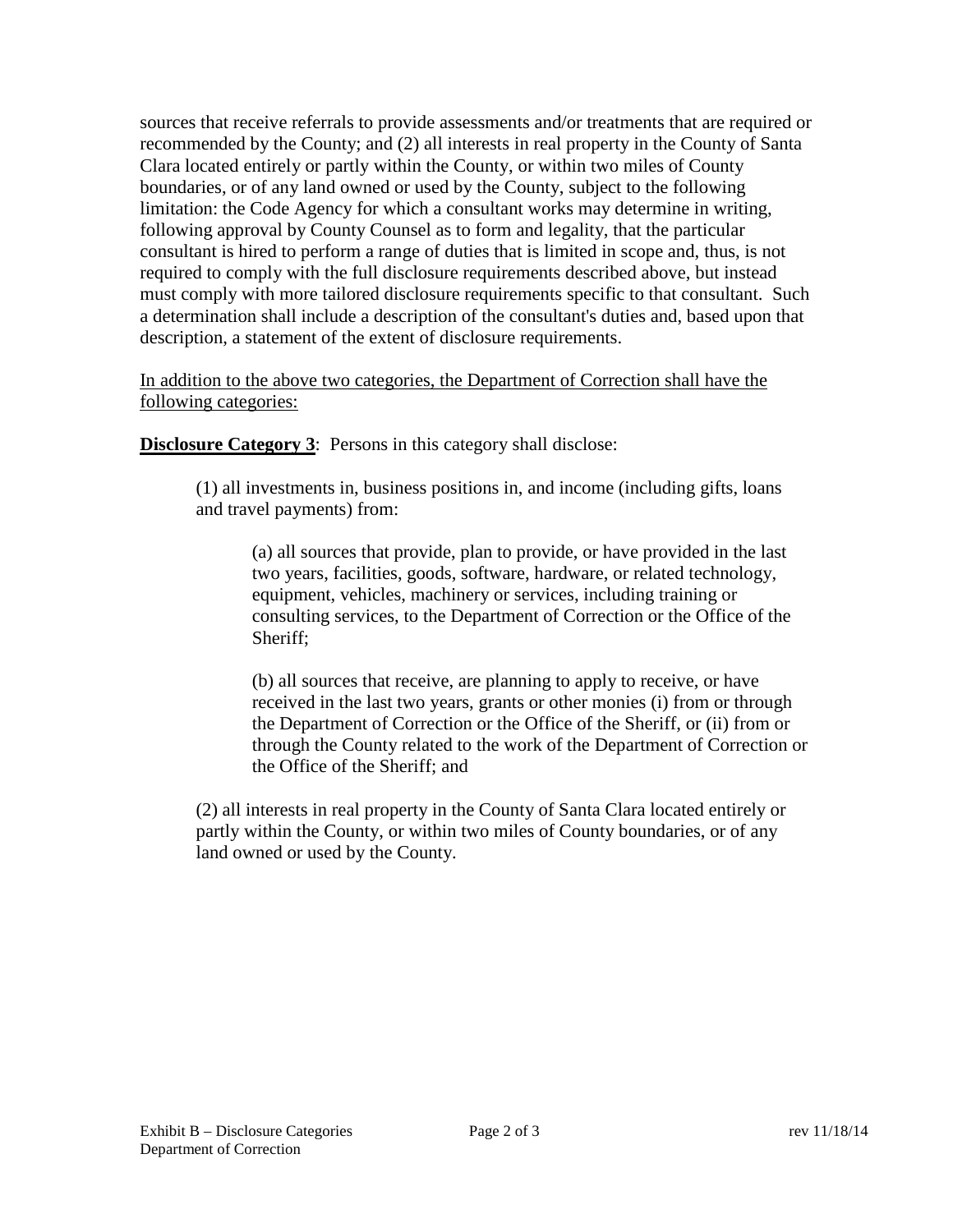sources that receive referrals to provide assessments and/or treatments that are required or recommended by the County; and (2) all interests in real property in the County of Santa Clara located entirely or partly within the County, or within two miles of County boundaries, or of any land owned or used by the County, subject to the following limitation: the Code Agency for which a consultant works may determine in writing, following approval by County Counsel as to form and legality, that the particular consultant is hired to perform a range of duties that is limited in scope and, thus, is not required to comply with the full disclosure requirements described above, but instead must comply with more tailored disclosure requirements specific to that consultant. Such a determination shall include a description of the consultant's duties and, based upon that description, a statement of the extent of disclosure requirements.

<u>In addition to the above two categories, the Department of Correction shall have the following categories:</u>

**<u>Disclosure Category 3</u>**: Persons in this category shall disclose:

> (1) all investments in, business positions in, and income (including gifts, loans and travel payments) from:
>
> > (a) all sources that provide, plan to provide, or have provided in the last two years, facilities, goods, software, hardware, or related technology, equipment, vehicles, machinery or services, including training or consulting services, to the Department of Correction or the Office of the Sheriff;
> >
> > (b) all sources that receive, are planning to apply to receive, or have received in the last two years, grants or other monies (i) from or through the Department of Correction or the Office of the Sheriff, or (ii) from or through the County related to the work of the Department of Correction or the Office of the Sheriff; and
>
> (2) all interests in real property in the County of Santa Clara located entirely or partly within the County, or within two miles of County boundaries, or of any land owned or used by the County.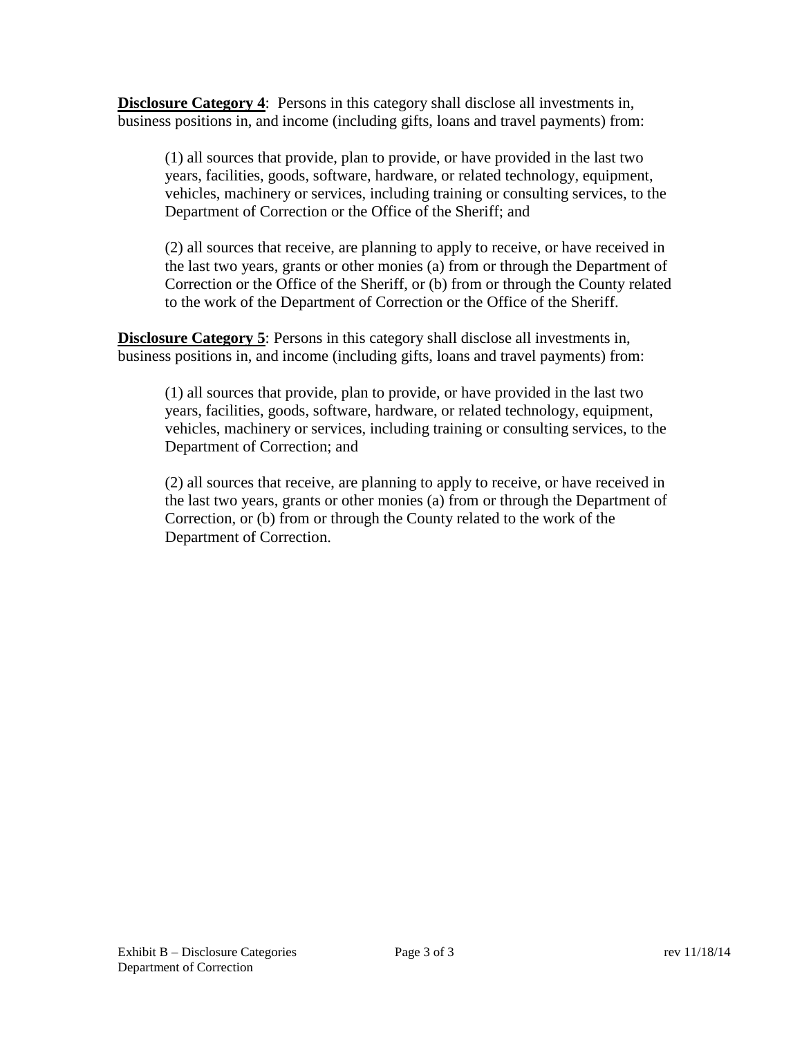**Disclosure Category 4**: Persons in this category shall disclose all investments in, business positions in, and income (including gifts, loans and travel payments) from:

(1) all sources that provide, plan to provide, or have provided in the last two years, facilities, goods, software, hardware, or related technology, equipment, vehicles, machinery or services, including training or consulting services, to the Department of Correction or the Office of the Sheriff; and

(2) all sources that receive, are planning to apply to receive, or have received in the last two years, grants or other monies (a) from or through the Department of Correction or the Office of the Sheriff, or (b) from or through the County related to the work of the Department of Correction or the Office of the Sheriff.

**Disclosure Category 5**: Persons in this category shall disclose all investments in, business positions in, and income (including gifts, loans and travel payments) from:

(1) all sources that provide, plan to provide, or have provided in the last two years, facilities, goods, software, hardware, or related technology, equipment, vehicles, machinery or services, including training or consulting services, to the Department of Correction; and

(2) all sources that receive, are planning to apply to receive, or have received in the last two years, grants or other monies (a) from or through the Department of Correction, or (b) from or through the County related to the work of the Department of Correction.